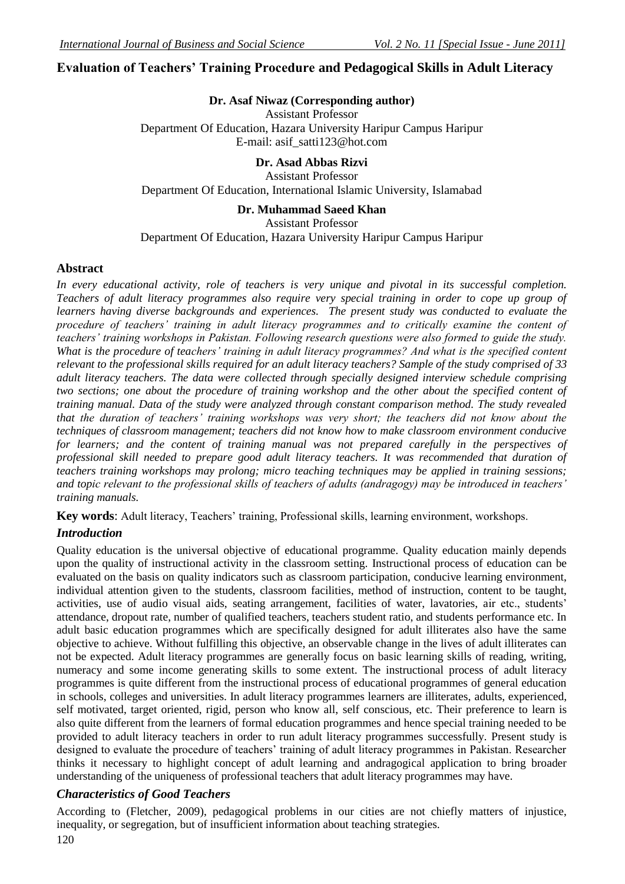# Evaluation of Teachers' Training Procedure and Pedagogical Skills in Adult Literacy

**Dr. Asaf Niwaz (Corresponding author)**
Assistant Professor
Department Of Education, Hazara University Haripur Campus Haripur
E-mail: asif_satti123@hot.com

**Dr. Asad Abbas Rizvi**
Assistant Professor
Department Of Education, International Islamic University, Islamabad

**Dr. Muhammad Saeed Khan**
Assistant Professor
Department Of Education, Hazara University Haripur Campus Haripur

## Abstract

*In every educational activity, role of teachers is very unique and pivotal in its successful completion. Teachers of adult literacy programmes also require very special training in order to cope up group of learners having diverse backgrounds and experiences. The present study was conducted to evaluate the procedure of teachers' training in adult literacy programmes and to critically examine the content of teachers' training workshops in Pakistan. Following research questions were also formed to guide the study. What is the procedure of teachers' training in adult literacy programmes? And what is the specified content relevant to the professional skills required for an adult literacy teachers? Sample of the study comprised of 33 adult literacy teachers. The data were collected through specially designed interview schedule comprising two sections; one about the procedure of training workshop and the other about the specified content of training manual. Data of the study were analyzed through constant comparison method. The study revealed that the duration of teachers' training workshops was very short; the teachers did not know about the techniques of classroom management; teachers did not know how to make classroom environment conducive for learners; and the content of training manual was not prepared carefully in the perspectives of professional skill needed to prepare good adult literacy teachers. It was recommended that duration of teachers training workshops may prolong; micro teaching techniques may be applied in training sessions; and topic relevant to the professional skills of teachers of adults (andragogy) may be introduced in teachers' training manuals.*

**Key words**: Adult literacy, Teachers' training, Professional skills, learning environment, workshops.

## *Introduction*

Quality education is the universal objective of educational programme. Quality education mainly depends upon the quality of instructional activity in the classroom setting. Instructional process of education can be evaluated on the basis on quality indicators such as classroom participation, conducive learning environment, individual attention given to the students, classroom facilities, method of instruction, content to be taught, activities, use of audio visual aids, seating arrangement, facilities of water, lavatories, air etc., students' attendance, dropout rate, number of qualified teachers, teachers student ratio, and students performance etc. In adult basic education programmes which are specifically designed for adult illiterates also have the same objective to achieve. Without fulfilling this objective, an observable change in the lives of adult illiterates can not be expected. Adult literacy programmes are generally focus on basic learning skills of reading, writing, numeracy and some income generating skills to some extent. The instructional process of adult literacy programmes is quite different from the instructional process of educational programmes of general education in schools, colleges and universities. In adult literacy programmes learners are illiterates, adults, experienced, self motivated, target oriented, rigid, person who know all, self conscious, etc. Their preference to learn is also quite different from the learners of formal education programmes and hence special training needed to be provided to adult literacy teachers in order to run adult literacy programmes successfully. Present study is designed to evaluate the procedure of teachers' training of adult literacy programmes in Pakistan. Researcher thinks it necessary to highlight concept of adult learning and andragogical application to bring broader understanding of the uniqueness of professional teachers that adult literacy programmes may have.

## *Characteristics of Good Teachers*

According to (Fletcher, 2009), pedagogical problems in our cities are not chiefly matters of injustice, inequality, or segregation, but of insufficient information about teaching strategies.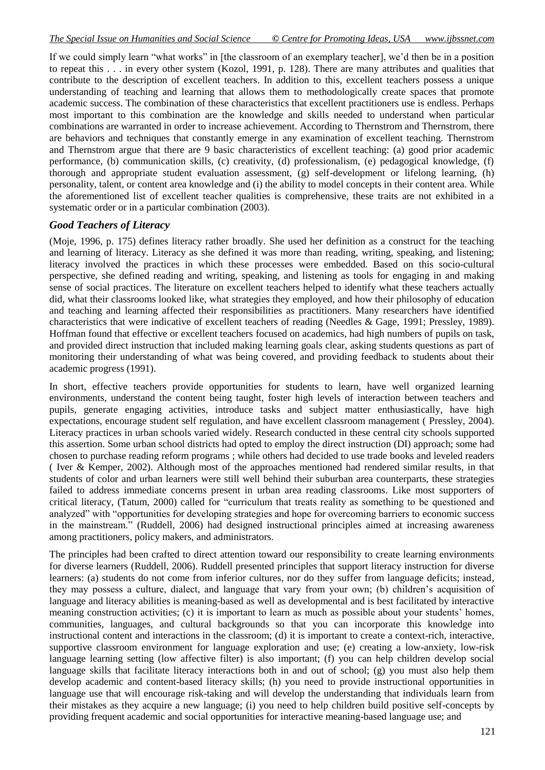If we could simply learn "what works" in [the classroom of an exemplary teacher], we'd then be in a position to repeat this . . . in every other system (Kozol, 1991, p. 128). There are many attributes and qualities that contribute to the description of excellent teachers. In addition to this, excellent teachers possess a unique understanding of teaching and learning that allows them to methodologically create spaces that promote academic success. The combination of these characteristics that excellent practitioners use is endless. Perhaps most important to this combination are the knowledge and skills needed to understand when particular combinations are warranted in order to increase achievement. According to Thernstrom and Thernstrom, there are behaviors and techniques that constantly emerge in any examination of excellent teaching. Thernstrom and Thernstrom argue that there are 9 basic characteristics of excellent teaching: (a) good prior academic performance, (b) communication skills, (c) creativity, (d) professionalism, (e) pedagogical knowledge, (f) thorough and appropriate student evaluation assessment, (g) self-development or lifelong learning, (h) personality, talent, or content area knowledge and (i) the ability to model concepts in their content area. While the aforementioned list of excellent teacher qualities is comprehensive, these traits are not exhibited in a systematic order or in a particular combination (2003).

### *Good Teachers of Literacy*

(Moje, 1996, p. 175) defines literacy rather broadly. She used her definition as a construct for the teaching and learning of literacy. Literacy as she defined it was more than reading, writing, speaking, and listening; literacy involved the practices in which these processes were embedded. Based on this socio-cultural perspective, she defined reading and writing, speaking, and listening as tools for engaging in and making sense of social practices. The literature on excellent teachers helped to identify what these teachers actually did, what their classrooms looked like, what strategies they employed, and how their philosophy of education and teaching and learning affected their responsibilities as practitioners. Many researchers have identified characteristics that were indicative of excellent teachers of reading (Needles & Gage, 1991; Pressley, 1989). Hoffman found that effective or excellent teachers focused on academics, had high numbers of pupils on task, and provided direct instruction that included making learning goals clear, asking students questions as part of monitoring their understanding of what was being covered, and providing feedback to students about their academic progress (1991).

In short, effective teachers provide opportunities for students to learn, have well organized learning environments, understand the content being taught, foster high levels of interaction between teachers and pupils, generate engaging activities, introduce tasks and subject matter enthusiastically, have high expectations, encourage student self regulation, and have excellent classroom management ( Pressley, 2004). Literacy practices in urban schools varied widely. Research conducted in these central city schools supported this assertion. Some urban school districts had opted to employ the direct instruction (DI) approach; some had chosen to purchase reading reform programs ; while others had decided to use trade books and leveled readers ( Iver & Kemper, 2002). Although most of the approaches mentioned had rendered similar results, in that students of color and urban learners were still well behind their suburban area counterparts, these strategies failed to address immediate concerns present in urban area reading classrooms. Like most supporters of critical literacy, (Tatum, 2000) called for "curriculum that treats reality as something to be questioned and analyzed" with "opportunities for developing strategies and hope for overcoming barriers to economic success in the mainstream." (Ruddell, 2006) had designed instructional principles aimed at increasing awareness among practitioners, policy makers, and administrators.

The principles had been crafted to direct attention toward our responsibility to create learning environments for diverse learners (Ruddell, 2006). Ruddell presented principles that support literacy instruction for diverse learners: (a) students do not come from inferior cultures, nor do they suffer from language deficits; instead, they may possess a culture, dialect, and language that vary from your own; (b) children's acquisition of language and literacy abilities is meaning-based as well as developmental and is best facilitated by interactive meaning construction activities; (c) it is important to learn as much as possible about your students' homes, communities, languages, and cultural backgrounds so that you can incorporate this knowledge into instructional content and interactions in the classroom; (d) it is important to create a context-rich, interactive, supportive classroom environment for language exploration and use; (e) creating a low-anxiety, low-risk language learning setting (low affective filter) is also important; (f) you can help children develop social language skills that facilitate literacy interactions both in and out of school; (g) you must also help them develop academic and content-based literacy skills; (h) you need to provide instructional opportunities in language use that will encourage risk-taking and will develop the understanding that individuals learn from their mistakes as they acquire a new language; (i) you need to help children build positive self-concepts by providing frequent academic and social opportunities for interactive meaning-based language use; and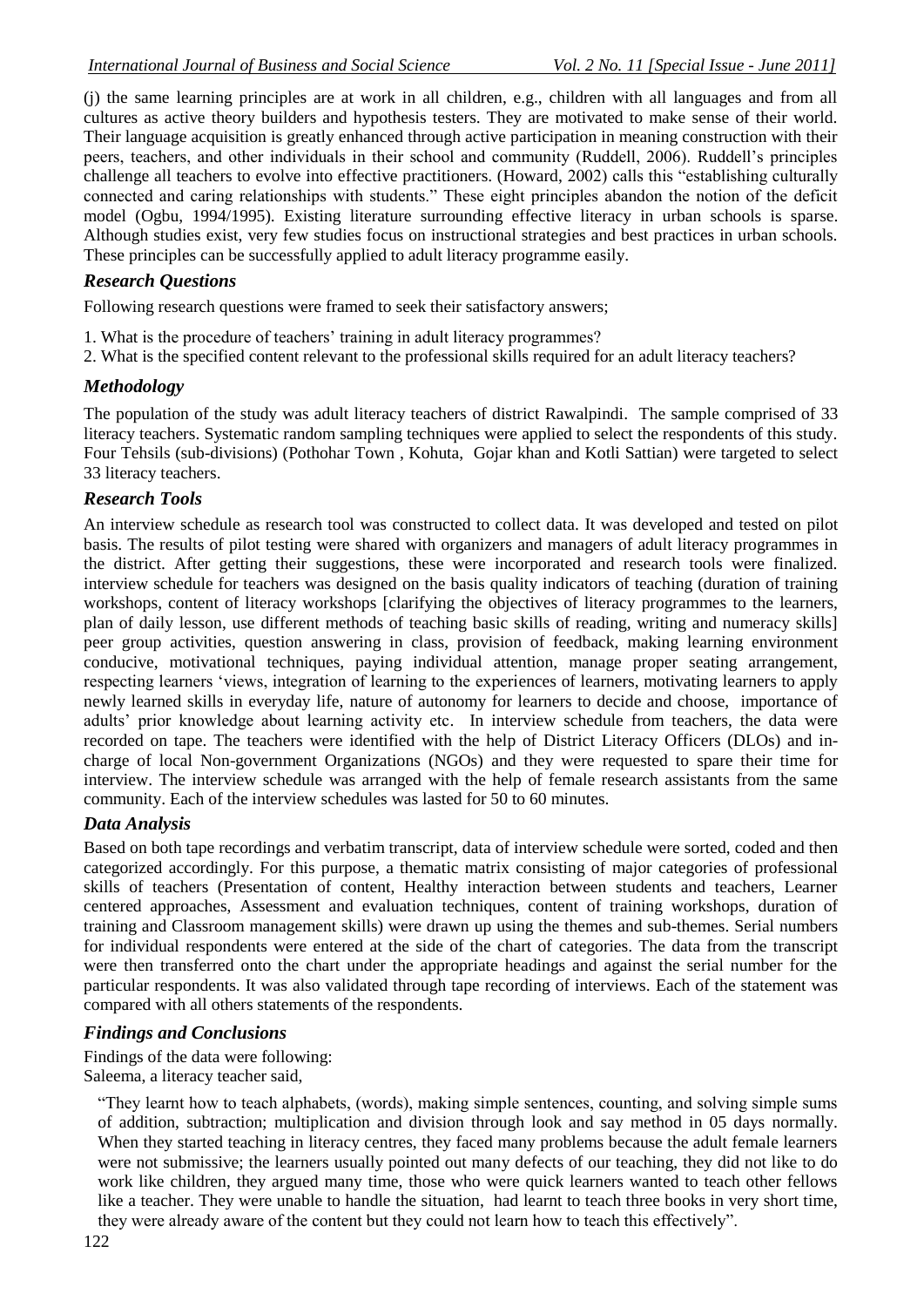(j) the same learning principles are at work in all children, e.g., children with all languages and from all cultures as active theory builders and hypothesis testers. They are motivated to make sense of their world. Their language acquisition is greatly enhanced through active participation in meaning construction with their peers, teachers, and other individuals in their school and community (Ruddell, 2006). Ruddell's principles challenge all teachers to evolve into effective practitioners. (Howard, 2002) calls this "establishing culturally connected and caring relationships with students." These eight principles abandon the notion of the deficit model (Ogbu, 1994/1995). Existing literature surrounding effective literacy in urban schools is sparse. Although studies exist, very few studies focus on instructional strategies and best practices in urban schools. These principles can be successfully applied to adult literacy programme easily.

### *Research Questions*

Following research questions were framed to seek their satisfactory answers;

1. What is the procedure of teachers' training in adult literacy programmes?
2. What is the specified content relevant to the professional skills required for an adult literacy teachers?

### *Methodology*

The population of the study was adult literacy teachers of district Rawalpindi. The sample comprised of 33 literacy teachers. Systematic random sampling techniques were applied to select the respondents of this study. Four Tehsils (sub-divisions) (Pothohar Town , Kohuta, Gojar khan and Kotli Sattian) were targeted to select 33 literacy teachers.

### *Research Tools*

An interview schedule as research tool was constructed to collect data. It was developed and tested on pilot basis. The results of pilot testing were shared with organizers and managers of adult literacy programmes in the district. After getting their suggestions, these were incorporated and research tools were finalized. interview schedule for teachers was designed on the basis quality indicators of teaching (duration of training workshops, content of literacy workshops [clarifying the objectives of literacy programmes to the learners, plan of daily lesson, use different methods of teaching basic skills of reading, writing and numeracy skills] peer group activities, question answering in class, provision of feedback, making learning environment conducive, motivational techniques, paying individual attention, manage proper seating arrangement, respecting learners 'views, integration of learning to the experiences of learners, motivating learners to apply newly learned skills in everyday life, nature of autonomy for learners to decide and choose, importance of adults' prior knowledge about learning activity etc. In interview schedule from teachers, the data were recorded on tape. The teachers were identified with the help of District Literacy Officers (DLOs) and in-charge of local Non-government Organizations (NGOs) and they were requested to spare their time for interview. The interview schedule was arranged with the help of female research assistants from the same community. Each of the interview schedules was lasted for 50 to 60 minutes.

### *Data Analysis*

Based on both tape recordings and verbatim transcript, data of interview schedule were sorted, coded and then categorized accordingly. For this purpose, a thematic matrix consisting of major categories of professional skills of teachers (Presentation of content, Healthy interaction between students and teachers, Learner centered approaches, Assessment and evaluation techniques, content of training workshops, duration of training and Classroom management skills) were drawn up using the themes and sub-themes. Serial numbers for individual respondents were entered at the side of the chart of categories. The data from the transcript were then transferred onto the chart under the appropriate headings and against the serial number for the particular respondents. It was also validated through tape recording of interviews. Each of the statement was compared with all others statements of the respondents.

### *Findings and Conclusions*

Findings of the data were following:
Saleema, a literacy teacher said,

> "They learnt how to teach alphabets, (words), making simple sentences, counting, and solving simple sums of addition, subtraction; multiplication and division through look and say method in 05 days normally. When they started teaching in literacy centres, they faced many problems because the adult female learners were not submissive; the learners usually pointed out many defects of our teaching, they did not like to do work like children, they argued many time, those who were quick learners wanted to teach other fellows like a teacher. They were unable to handle the situation, had learnt to teach three books in very short time, they were already aware of the content but they could not learn how to teach this effectively".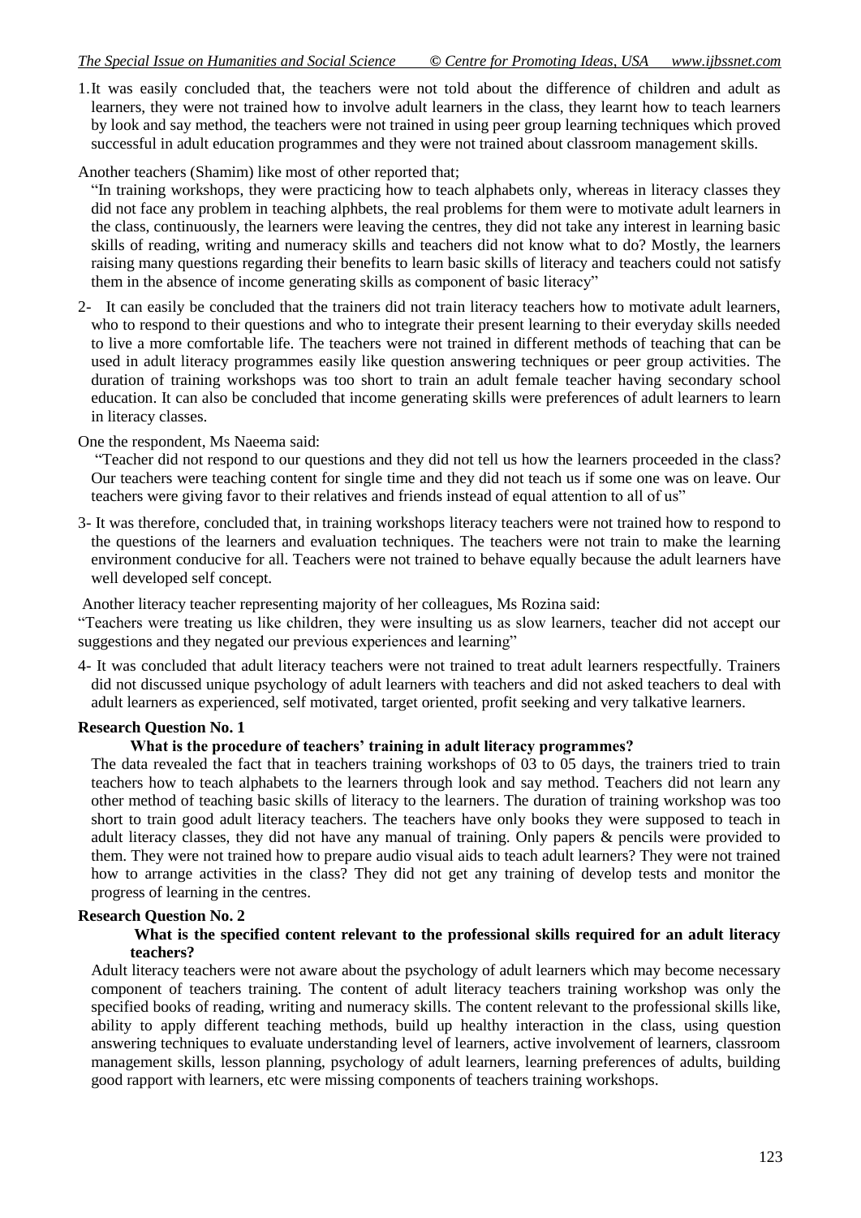1. It was easily concluded that, the teachers were not told about the difference of children and adult as learners, they were not trained how to involve adult learners in the class, they learnt how to teach learners by look and say method, the teachers were not trained in using peer group learning techniques which proved successful in adult education programmes and they were not trained about classroom management skills.

Another teachers (Shamim) like most of other reported that;

"In training workshops, they were practicing how to teach alphabets only, whereas in literacy classes they did not face any problem in teaching alphbets, the real problems for them were to motivate adult learners in the class, continuously, the learners were leaving the centres, they did not take any interest in learning basic skills of reading, writing and numeracy skills and teachers did not know what to do? Mostly, the learners raising many questions regarding their benefits to learn basic skills of literacy and teachers could not satisfy them in the absence of income generating skills as component of basic literacy"

2- It can easily be concluded that the trainers did not train literacy teachers how to motivate adult learners, who to respond to their questions and who to integrate their present learning to their everyday skills needed to live a more comfortable life. The teachers were not trained in different methods of teaching that can be used in adult literacy programmes easily like question answering techniques or peer group activities. The duration of training workshops was too short to train an adult female teacher having secondary school education. It can also be concluded that income generating skills were preferences of adult learners to learn in literacy classes.

One the respondent, Ms Naeema said:

"Teacher did not respond to our questions and they did not tell us how the learners proceeded in the class? Our teachers were teaching content for single time and they did not teach us if some one was on leave. Our teachers were giving favor to their relatives and friends instead of equal attention to all of us"

3- It was therefore, concluded that, in training workshops literacy teachers were not trained how to respond to the questions of the learners and evaluation techniques. The teachers were not train to make the learning environment conducive for all. Teachers were not trained to behave equally because the adult learners have well developed self concept.

Another literacy teacher representing majority of her colleagues, Ms Rozina said:

"Teachers were treating us like children, they were insulting us as slow learners, teacher did not accept our suggestions and they negated our previous experiences and learning"

4- It was concluded that adult literacy teachers were not trained to treat adult learners respectfully. Trainers did not discussed unique psychology of adult learners with teachers and did not asked teachers to deal with adult learners as experienced, self motivated, target oriented, profit seeking and very talkative learners.

**Research Question No. 1**

**What is the procedure of teachers' training in adult literacy programmes?**

The data revealed the fact that in teachers training workshops of 03 to 05 days, the trainers tried to train teachers how to teach alphabets to the learners through look and say method. Teachers did not learn any other method of teaching basic skills of literacy to the learners. The duration of training workshop was too short to train good adult literacy teachers. The teachers have only books they were supposed to teach in adult literacy classes, they did not have any manual of training. Only papers & pencils were provided to them. They were not trained how to prepare audio visual aids to teach adult learners? They were not trained how to arrange activities in the class? They did not get any training of develop tests and monitor the progress of learning in the centres.

**Research Question No. 2**

**What is the specified content relevant to the professional skills required for an adult literacy teachers?**

Adult literacy teachers were not aware about the psychology of adult learners which may become necessary component of teachers training. The content of adult literacy teachers training workshop was only the specified books of reading, writing and numeracy skills. The content relevant to the professional skills like, ability to apply different teaching methods, build up healthy interaction in the class, using question answering techniques to evaluate understanding level of learners, active involvement of learners, classroom management skills, lesson planning, psychology of adult learners, learning preferences of adults, building good rapport with learners, etc were missing components of teachers training workshops.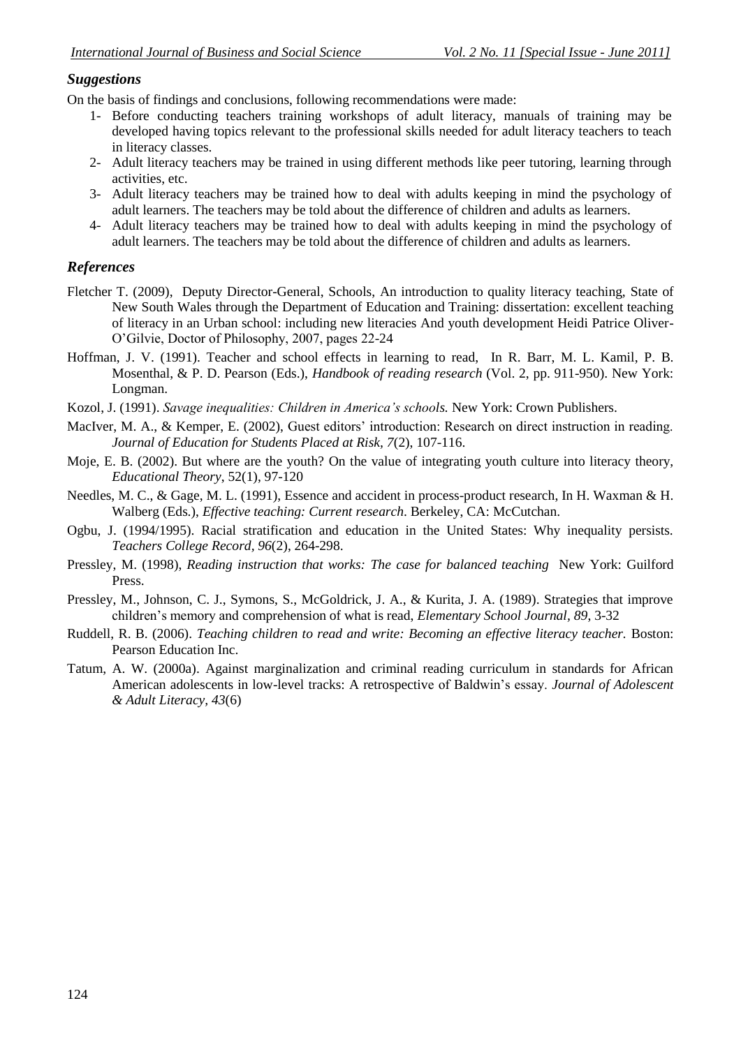### *Suggestions*

On the basis of findings and conclusions, following recommendations were made:

1- Before conducting teachers training workshops of adult literacy, manuals of training may be developed having topics relevant to the professional skills needed for adult literacy teachers to teach in literacy classes.

2- Adult literacy teachers may be trained in using different methods like peer tutoring, learning through activities, etc.

3- Adult literacy teachers may be trained how to deal with adults keeping in mind the psychology of adult learners. The teachers may be told about the difference of children and adults as learners.

4- Adult literacy teachers may be trained how to deal with adults keeping in mind the psychology of adult learners. The teachers may be told about the difference of children and adults as learners.

### *References*

Fletcher T. (2009), Deputy Director-General, Schools, An introduction to quality literacy teaching, State of New South Wales through the Department of Education and Training: dissertation: excellent teaching of literacy in an Urban school: including new literacies And youth development Heidi Patrice Oliver-O'Gilvie, Doctor of Philosophy, 2007, pages 22-24

Hoffman, J. V. (1991). Teacher and school effects in learning to read, In R. Barr, M. L. Kamil, P. B. Mosenthal, & P. D. Pearson (Eds.), *Handbook of reading research* (Vol. 2, pp. 911-950). New York: Longman.

Kozol, J. (1991). *Savage inequalities: Children in America's schools.* New York: Crown Publishers.

MacIver, M. A., & Kemper, E. (2002), Guest editors' introduction: Research on direct instruction in reading. *Journal of Education for Students Placed at Risk*, *7*(2), 107-116.

Moje, E. B. (2002). But where are the youth? On the value of integrating youth culture into literacy theory, *Educational Theory*, 52(1), 97-120

Needles, M. C., & Gage, M. L. (1991), Essence and accident in process-product research, In H. Waxman & H. Walberg (Eds.), *Effective teaching: Current research*. Berkeley, CA: McCutchan.

Ogbu, J. (1994/1995). Racial stratification and education in the United States: Why inequality persists. *Teachers College Record*, *96*(2), 264-298.

Pressley, M. (1998), *Reading instruction that works: The case for balanced teaching* New York: Guilford Press.

Pressley, M., Johnson, C. J., Symons, S., McGoldrick, J. A., & Kurita, J. A. (1989). Strategies that improve children's memory and comprehension of what is read, *Elementary School Journal, 89*, 3-32

Ruddell, R. B. (2006). *Teaching children to read and write: Becoming an effective literacy teacher.* Boston: Pearson Education Inc.

Tatum, A. W. (2000a). Against marginalization and criminal reading curriculum in standards for African American adolescents in low-level tracks: A retrospective of Baldwin's essay. *Journal of Adolescent & Adult Literacy, 43*(6)